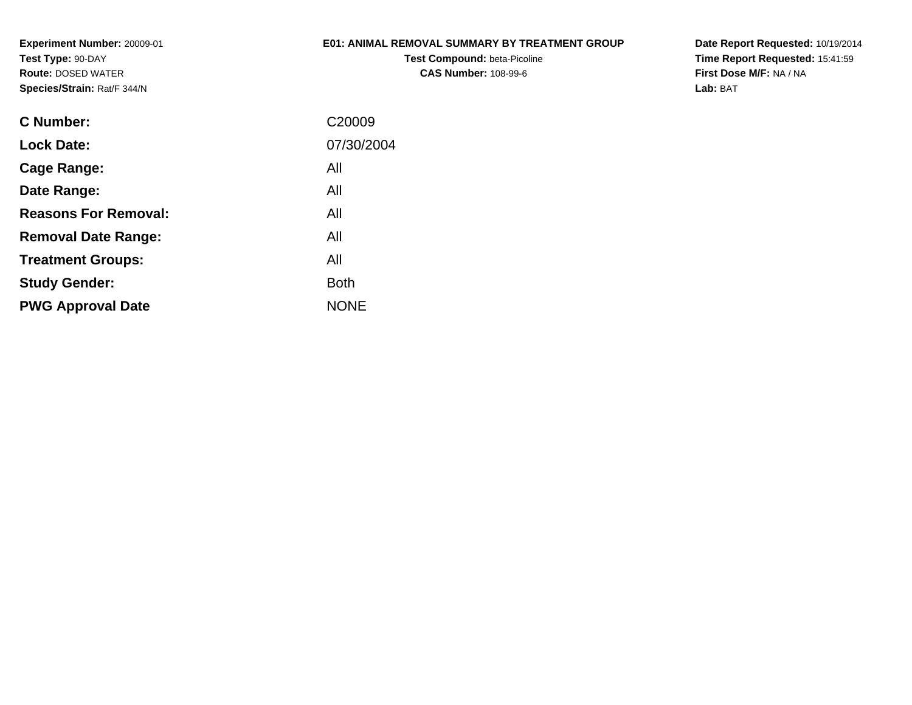**Experiment Number:** 20009-01
**Test Type:** 90-DAY
**Route:** DOSED WATER
**Species/Strain:** Rat/F 344/N

**E01: ANIMAL REMOVAL SUMMARY BY TREATMENT GROUP**
**Test Compound:** beta-Picoline
**CAS Number:** 108-99-6

**Date Report Requested:** 10/19/2014
**Time Report Requested:** 15:41:59
**First Dose M/F:** NA / NA
**Lab:** BAT

| | |
|---|---|
| **C Number:** | C20009 |
| **Lock Date:** | 07/30/2004 |
| **Cage Range:** | All |
| **Date Range:** | All |
| **Reasons For Removal:** | All |
| **Removal Date Range:** | All |
| **Treatment Groups:** | All |
| **Study Gender:** | Both |
| **PWG Approval Date** | NONE |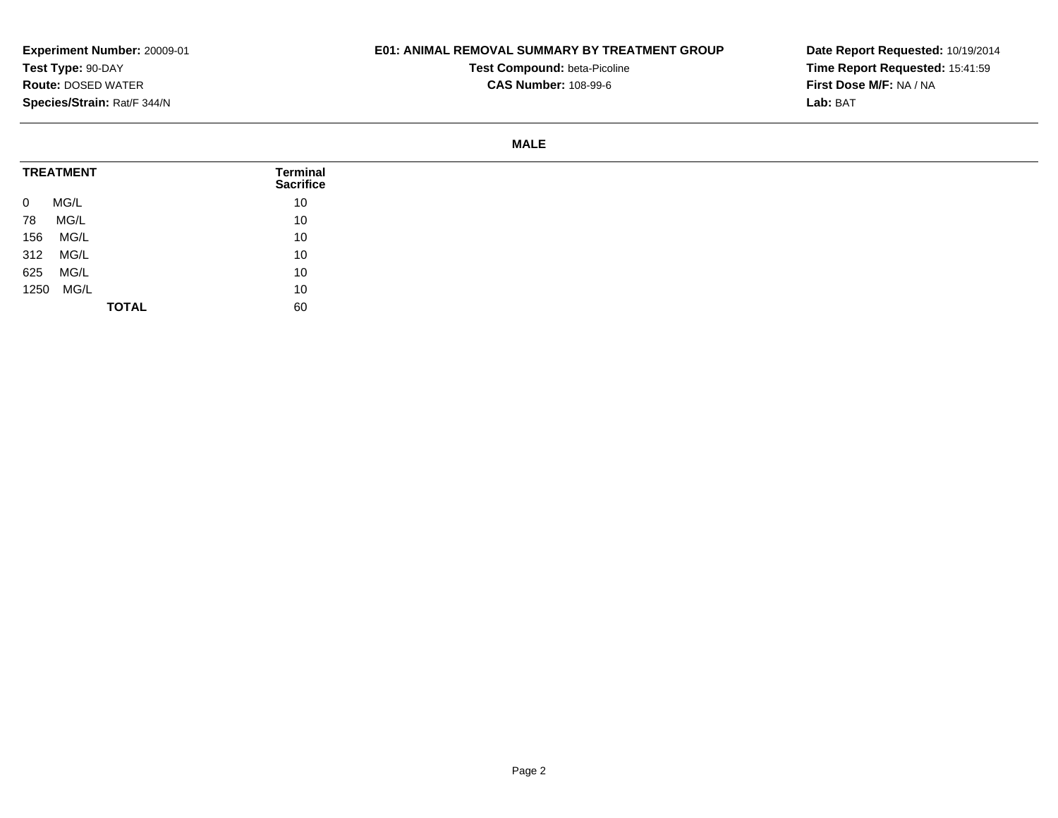**Experiment Number:** 20009-01
**Test Type:** 90-DAY
**Route:** DOSED WATER
**Species/Strain:** Rat/F 344/N

**E01: ANIMAL REMOVAL SUMMARY BY TREATMENT GROUP**
**Test Compound:** beta-Picoline
**CAS Number:** 108-99-6

**Date Report Requested:** 10/19/2014
**Time Report Requested:** 15:41:59
**First Dose M/F:** NA / NA
**Lab:** BAT

**MALE**

| TREATMENT | Terminal Sacrifice |
|---|---|
| 0 MG/L | 10 |
| 78 MG/L | 10 |
| 156 MG/L | 10 |
| 312 MG/L | 10 |
| 625 MG/L | 10 |
| 1250 MG/L | 10 |
| **TOTAL** | 60 |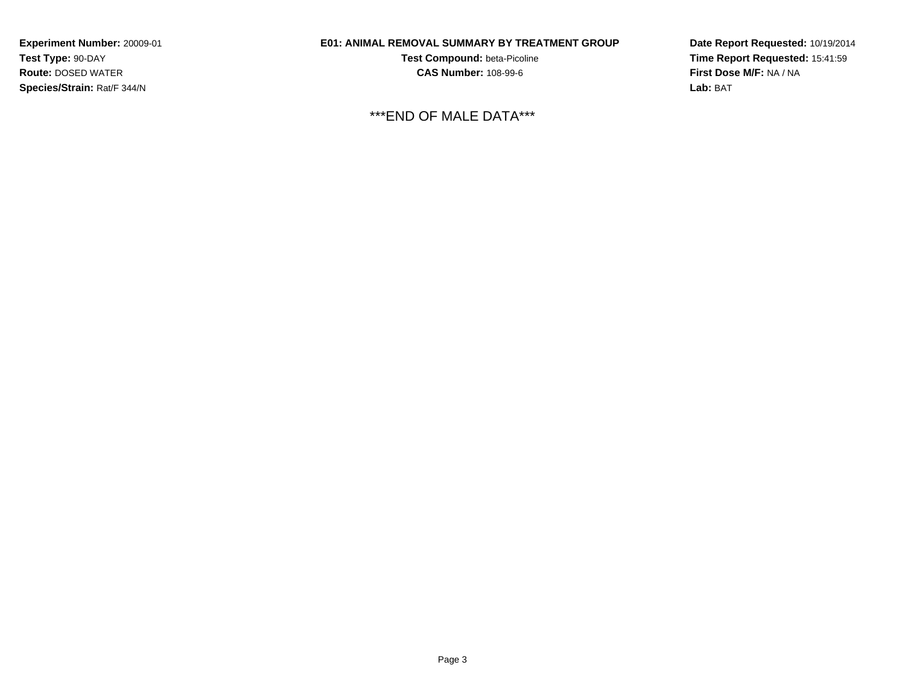**Experiment Number:** 20009-01
**Test Type:** 90-DAY
**Route:** DOSED WATER
**Species/Strain:** Rat/F 344/N

**E01: ANIMAL REMOVAL SUMMARY BY TREATMENT GROUP**
**Test Compound:** beta-Picoline
**CAS Number:** 108-99-6

**Date Report Requested:** 10/19/2014
**Time Report Requested:** 15:41:59
**First Dose M/F:** NA / NA
**Lab:** BAT

***END OF MALE DATA***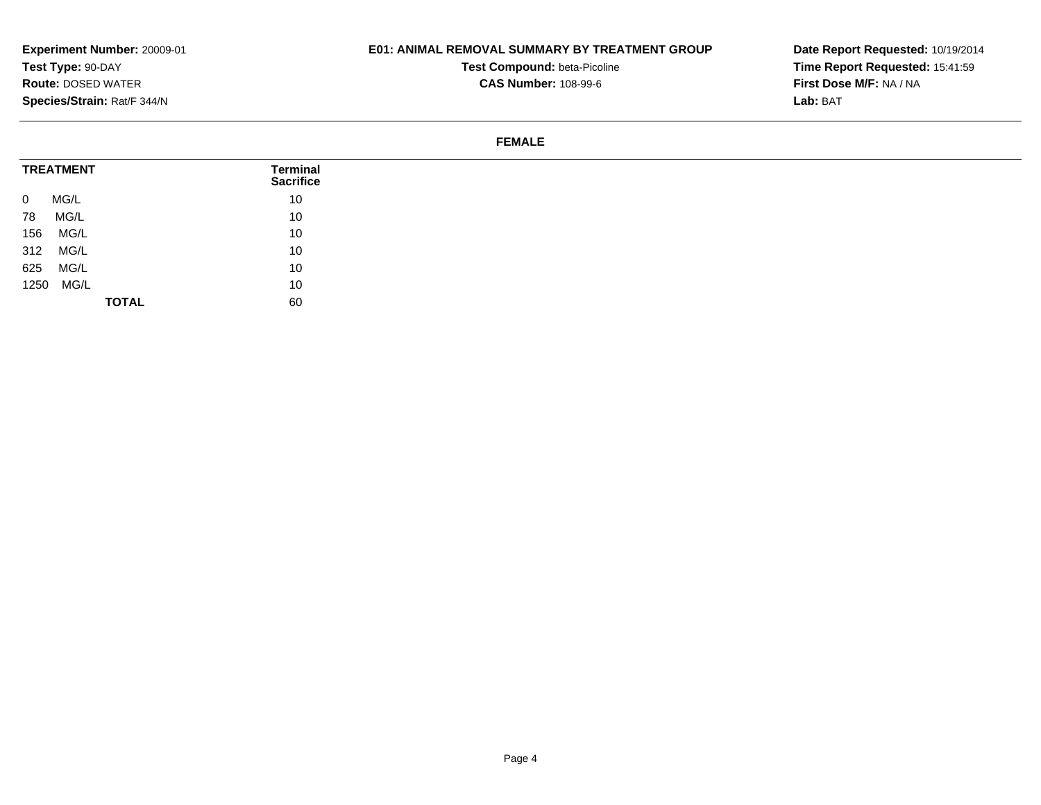**Experiment Number:** 20009-01
**Test Type:** 90-DAY
**Route:** DOSED WATER
**Species/Strain:** Rat/F 344/N

**E01: ANIMAL REMOVAL SUMMARY BY TREATMENT GROUP**
**Test Compound:** beta-Picoline
**CAS Number:** 108-99-6

**Date Report Requested:** 10/19/2014
**Time Report Requested:** 15:41:59
**First Dose M/F:** NA / NA
**Lab:** BAT

**FEMALE**

| TREATMENT | Terminal Sacrifice |
|---|---|
| 0 MG/L | 10 |
| 78 MG/L | 10 |
| 156 MG/L | 10 |
| 312 MG/L | 10 |
| 625 MG/L | 10 |
| 1250 MG/L | 10 |
| **TOTAL** | 60 |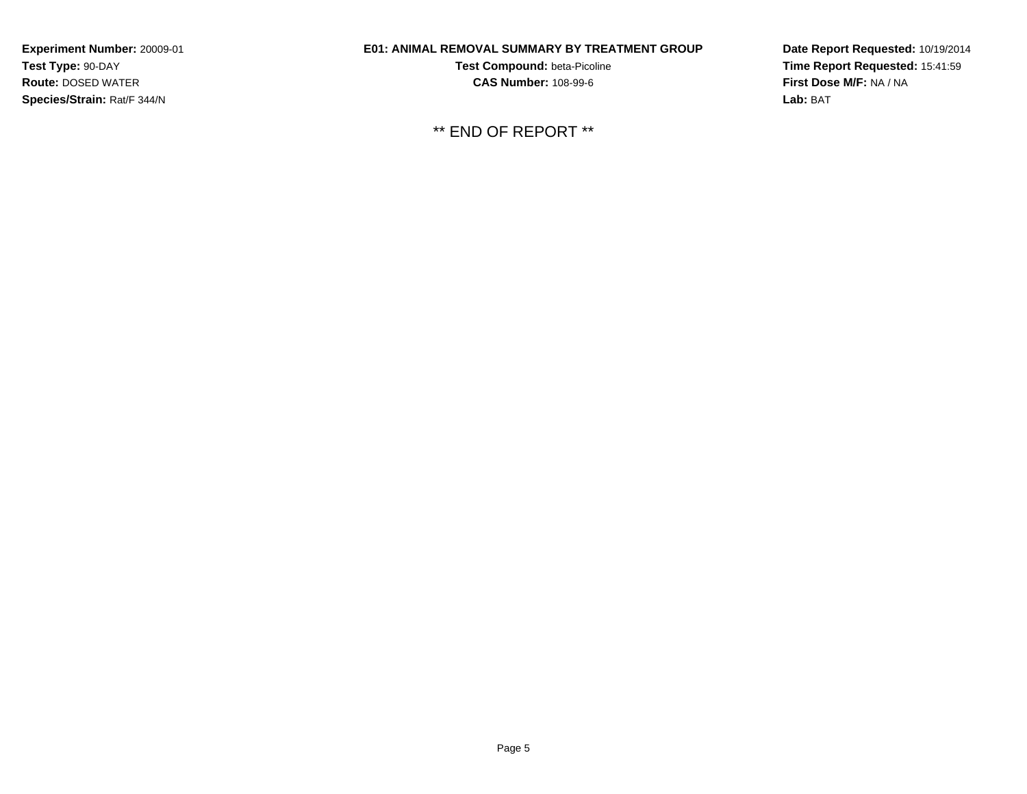**Experiment Number:** 20009-01
**Test Type:** 90-DAY
**Route:** DOSED WATER
**Species/Strain:** Rat/F 344/N

**E01: ANIMAL REMOVAL SUMMARY BY TREATMENT GROUP**
**Test Compound:** beta-Picoline
**CAS Number:** 108-99-6

**Date Report Requested:** 10/19/2014
**Time Report Requested:** 15:41:59
**First Dose M/F:** NA / NA
**Lab:** BAT

** END OF REPORT **